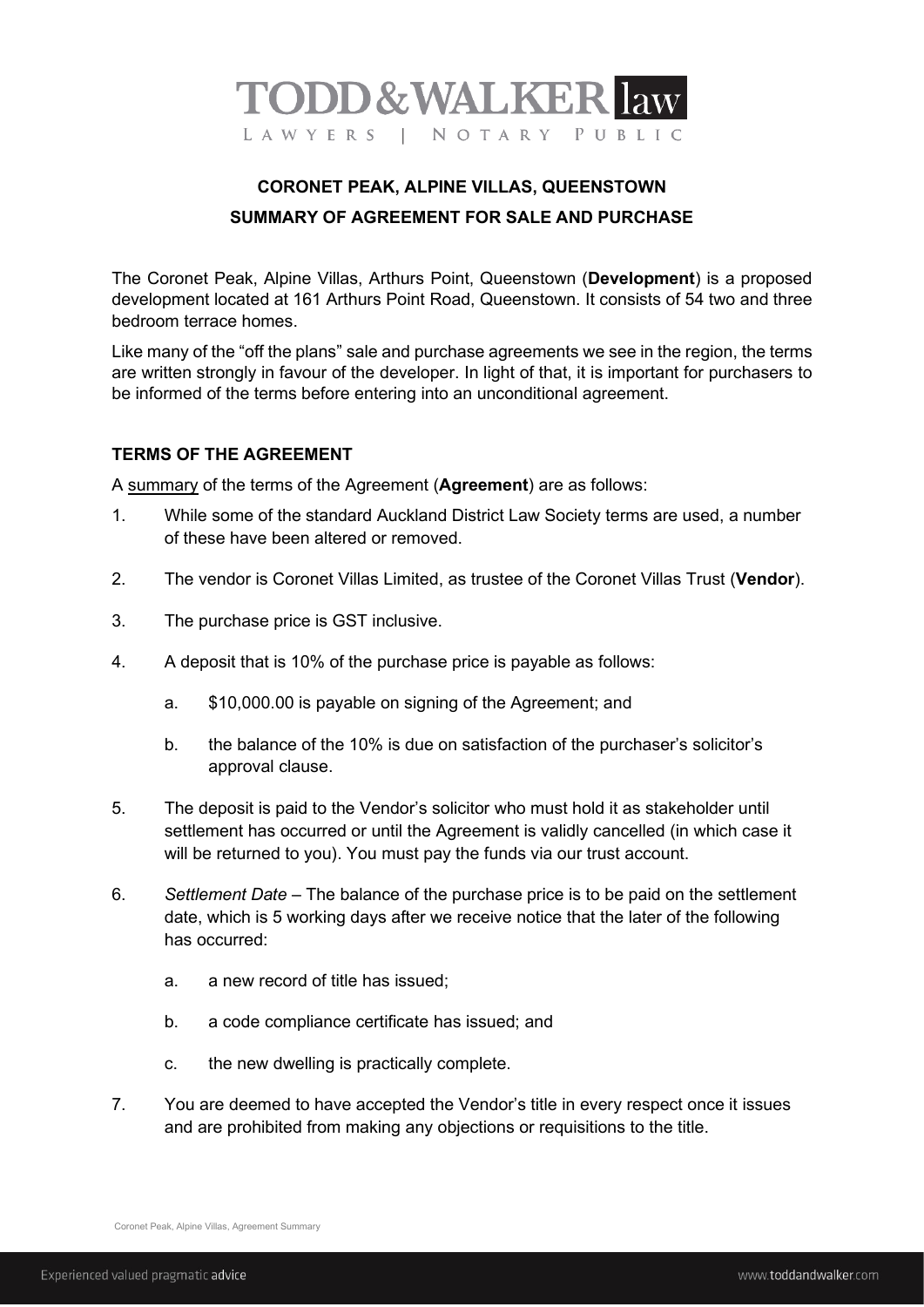TODD&WALKER law

LAWYERS | NOTARY PUBLIC

# CORONET PEAK, ALPINE VILLAS, QUEENSTOWN

## SUMMARY OF AGREEMENT FOR SALE AND PURCHASE

The Coronet Peak, Alpine Villas, Arthurs Point, Queenstown (**Development**) is a proposed development located at 161 Arthurs Point Road, Queenstown. It consists of 54 two and three bedroom terrace homes.

Like many of the "off the plans" sale and purchase agreements we see in the region, the terms are written strongly in favour of the developer. In light of that, it is important for purchasers to be informed of the terms before entering into an unconditional agreement.

### TERMS OF THE AGREEMENT

A <u>summary</u> of the terms of the Agreement (**Agreement**) are as follows:

1. While some of the standard Auckland District Law Society terms are used, a number of these have been altered or removed.

2. The vendor is Coronet Villas Limited, as trustee of the Coronet Villas Trust (**Vendor**).

3. The purchase price is GST inclusive.

4. A deposit that is 10% of the purchase price is payable as follows:

   a. $10,000.00 is payable on signing of the Agreement; and

   b. the balance of the 10% is due on satisfaction of the purchaser's solicitor's approval clause.

5. The deposit is paid to the Vendor's solicitor who must hold it as stakeholder until settlement has occurred or until the Agreement is validly cancelled (in which case it will be returned to you). You must pay the funds via our trust account.

6. *Settlement Date* – The balance of the purchase price is to be paid on the settlement date, which is 5 working days after we receive notice that the later of the following has occurred:

   a. a new record of title has issued;

   b. a code compliance certificate has issued; and

   c. the new dwelling is practically complete.

7. You are deemed to have accepted the Vendor's title in every respect once it issues and are prohibited from making any objections or requisitions to the title.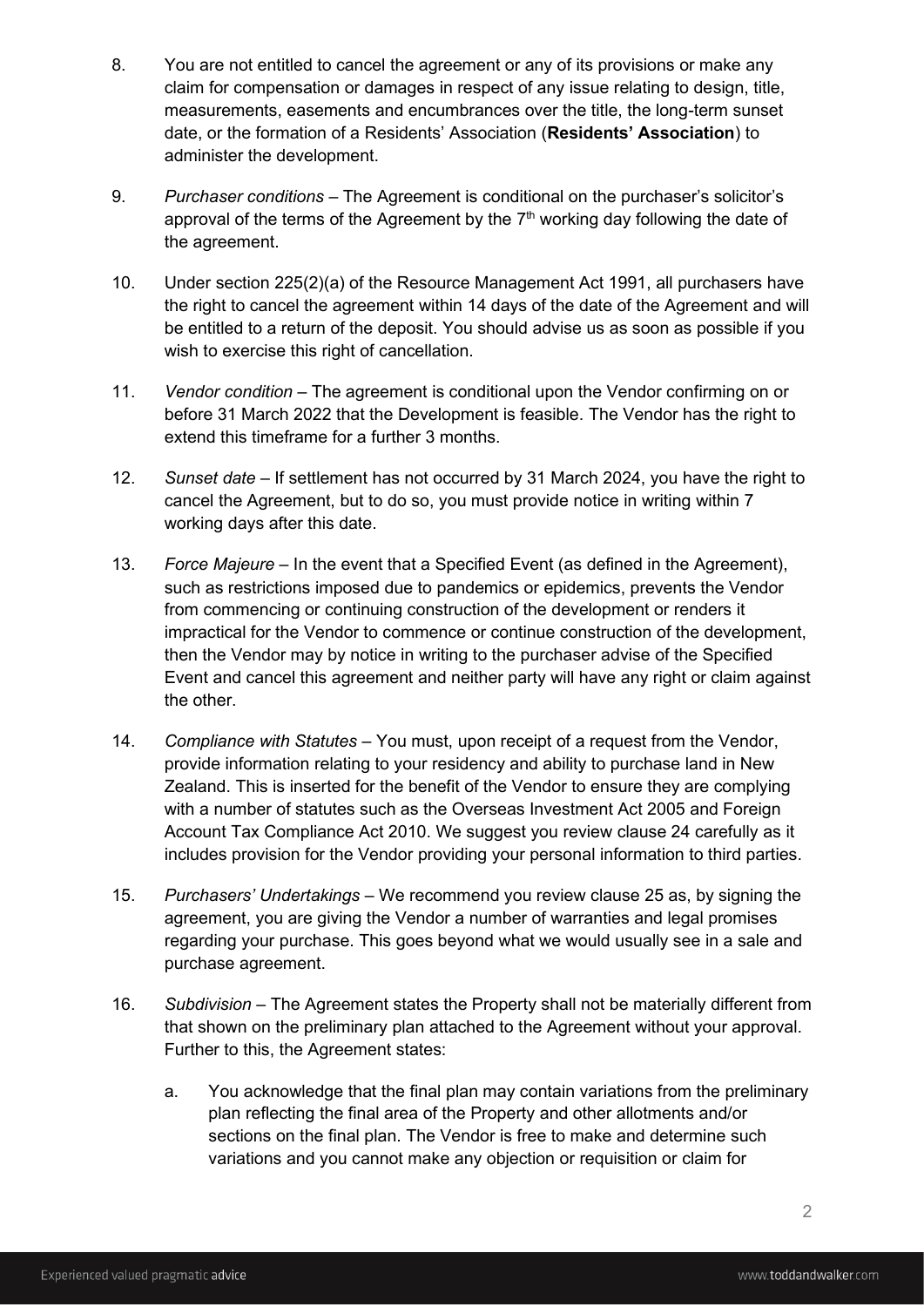8. You are not entitled to cancel the agreement or any of its provisions or make any claim for compensation or damages in respect of any issue relating to design, title, measurements, easements and encumbrances over the title, the long-term sunset date, or the formation of a Residents' Association (**Residents' Association**) to administer the development.

9. *Purchaser conditions* – The Agreement is conditional on the purchaser's solicitor's approval of the terms of the Agreement by the 7th working day following the date of the agreement.

10. Under section 225(2)(a) of the Resource Management Act 1991, all purchasers have the right to cancel the agreement within 14 days of the date of the Agreement and will be entitled to a return of the deposit. You should advise us as soon as possible if you wish to exercise this right of cancellation.

11. *Vendor condition* – The agreement is conditional upon the Vendor confirming on or before 31 March 2022 that the Development is feasible. The Vendor has the right to extend this timeframe for a further 3 months.

12. *Sunset date* – If settlement has not occurred by 31 March 2024, you have the right to cancel the Agreement, but to do so, you must provide notice in writing within 7 working days after this date.

13. *Force Majeure* – In the event that a Specified Event (as defined in the Agreement), such as restrictions imposed due to pandemics or epidemics, prevents the Vendor from commencing or continuing construction of the development or renders it impractical for the Vendor to commence or continue construction of the development, then the Vendor may by notice in writing to the purchaser advise of the Specified Event and cancel this agreement and neither party will have any right or claim against the other.

14. *Compliance with Statutes* – You must, upon receipt of a request from the Vendor, provide information relating to your residency and ability to purchase land in New Zealand. This is inserted for the benefit of the Vendor to ensure they are complying with a number of statutes such as the Overseas Investment Act 2005 and Foreign Account Tax Compliance Act 2010. We suggest you review clause 24 carefully as it includes provision for the Vendor providing your personal information to third parties.

15. *Purchasers' Undertakings* – We recommend you review clause 25 as, by signing the agreement, you are giving the Vendor a number of warranties and legal promises regarding your purchase. This goes beyond what we would usually see in a sale and purchase agreement.

16. *Subdivision* – The Agreement states the Property shall not be materially different from that shown on the preliminary plan attached to the Agreement without your approval. Further to this, the Agreement states:

    a. You acknowledge that the final plan may contain variations from the preliminary plan reflecting the final area of the Property and other allotments and/or sections on the final plan. The Vendor is free to make and determine such variations and you cannot make any objection or requisition or claim for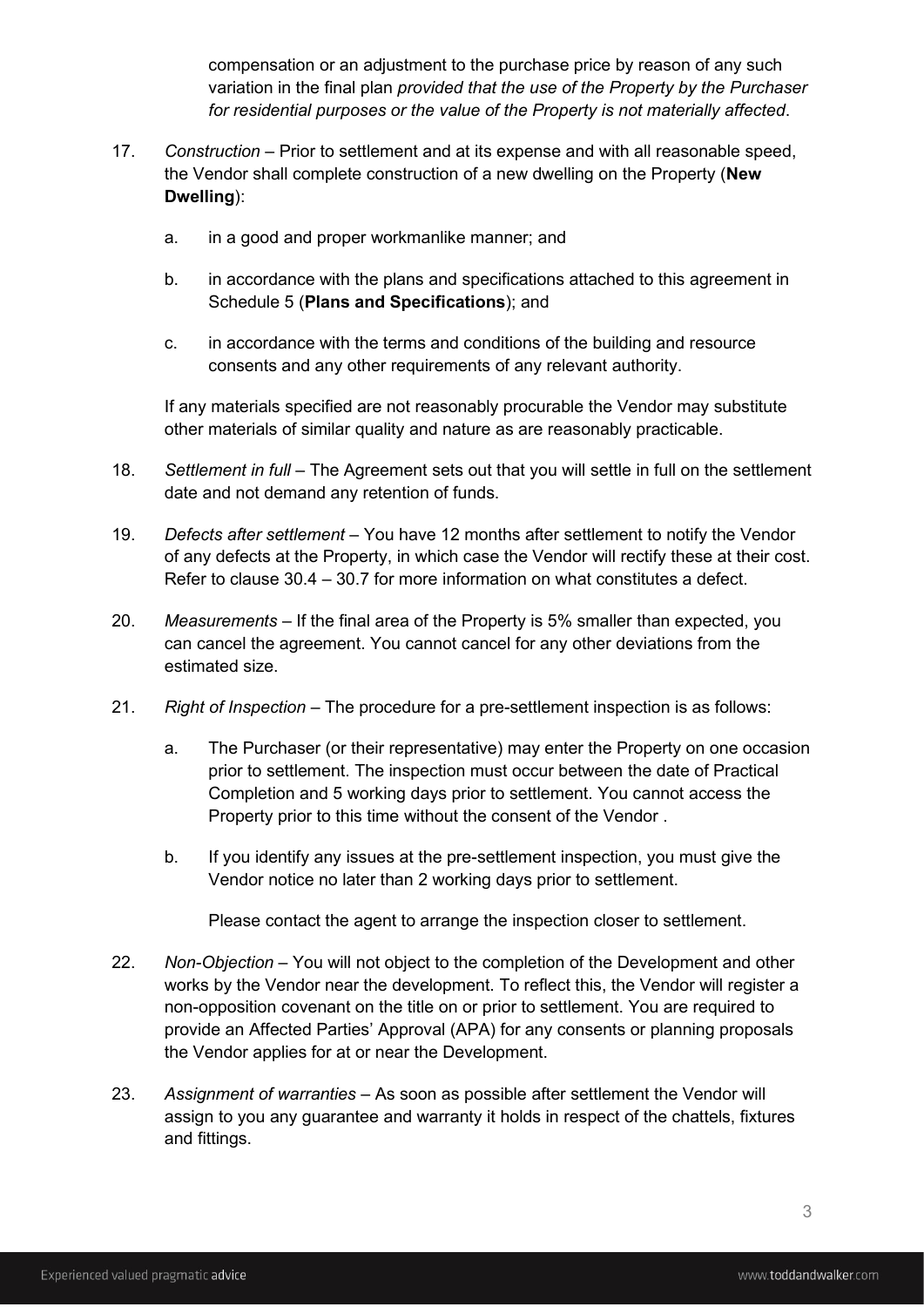compensation or an adjustment to the purchase price by reason of any such variation in the final plan *provided that the use of the Property by the Purchaser for residential purposes or the value of the Property is not materially affected*.

17. *Construction* – Prior to settlement and at its expense and with all reasonable speed, the Vendor shall complete construction of a new dwelling on the Property (**New Dwelling**):

    a. in a good and proper workmanlike manner; and

    b. in accordance with the plans and specifications attached to this agreement in Schedule 5 (**Plans and Specifications**); and

    c. in accordance with the terms and conditions of the building and resource consents and any other requirements of any relevant authority.

    If any materials specified are not reasonably procurable the Vendor may substitute other materials of similar quality and nature as are reasonably practicable.

18. *Settlement in full* – The Agreement sets out that you will settle in full on the settlement date and not demand any retention of funds.

19. *Defects after settlement* – You have 12 months after settlement to notify the Vendor of any defects at the Property, in which case the Vendor will rectify these at their cost. Refer to clause 30.4 – 30.7 for more information on what constitutes a defect.

20. *Measurements* – If the final area of the Property is 5% smaller than expected, you can cancel the agreement. You cannot cancel for any other deviations from the estimated size.

21. *Right of Inspection* – The procedure for a pre-settlement inspection is as follows:

    a. The Purchaser (or their representative) may enter the Property on one occasion prior to settlement. The inspection must occur between the date of Practical Completion and 5 working days prior to settlement. You cannot access the Property prior to this time without the consent of the Vendor .

    b. If you identify any issues at the pre-settlement inspection, you must give the Vendor notice no later than 2 working days prior to settlement.

       Please contact the agent to arrange the inspection closer to settlement.

22. *Non-Objection* – You will not object to the completion of the Development and other works by the Vendor near the development. To reflect this, the Vendor will register a non-opposition covenant on the title on or prior to settlement. You are required to provide an Affected Parties' Approval (APA) for any consents or planning proposals the Vendor applies for at or near the Development.

23. *Assignment of warranties* – As soon as possible after settlement the Vendor will assign to you any guarantee and warranty it holds in respect of the chattels, fixtures and fittings.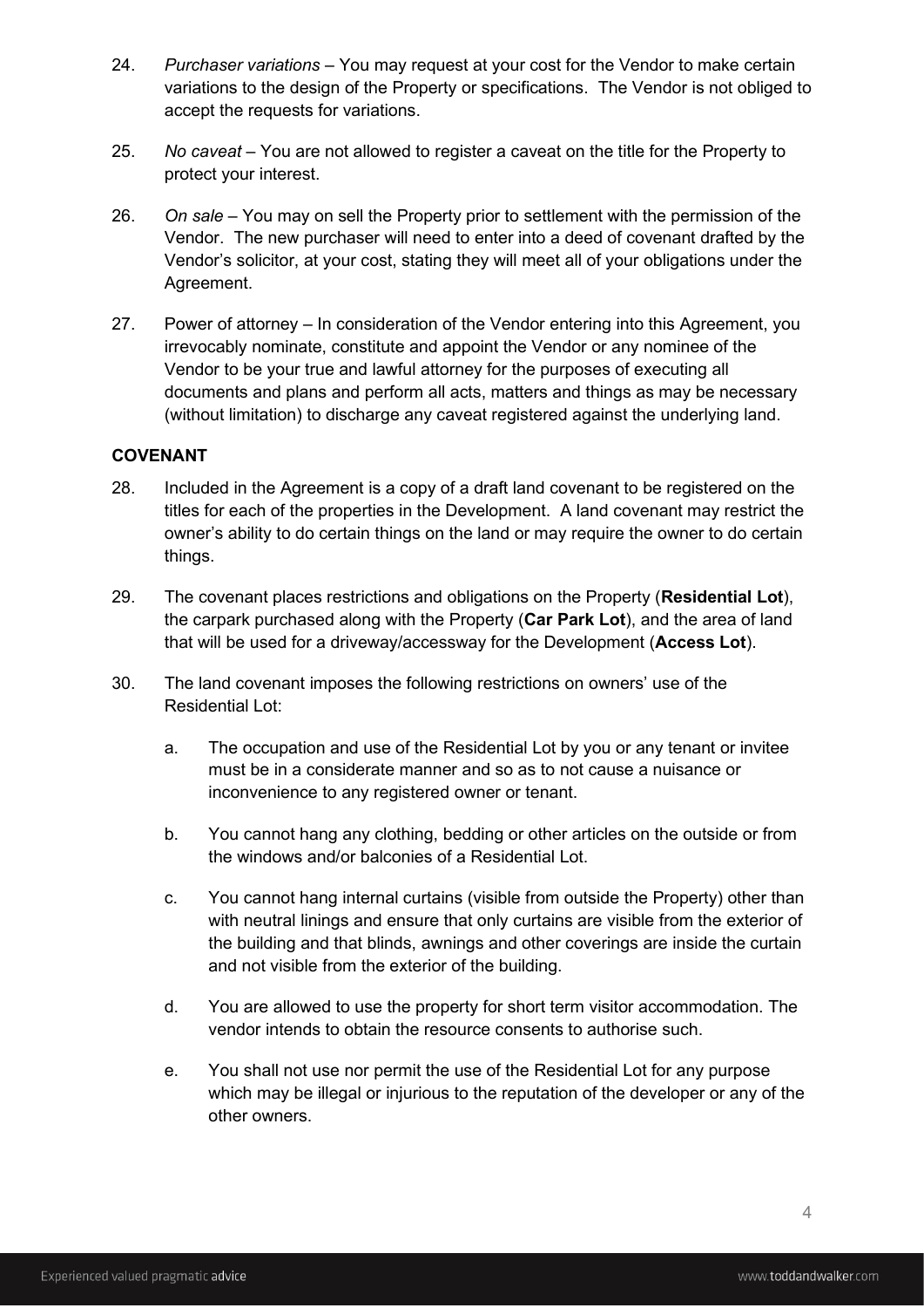24. *Purchaser variations* – You may request at your cost for the Vendor to make certain variations to the design of the Property or specifications. The Vendor is not obliged to accept the requests for variations.

25. *No caveat* – You are not allowed to register a caveat on the title for the Property to protect your interest.

26. *On sale* – You may on sell the Property prior to settlement with the permission of the Vendor. The new purchaser will need to enter into a deed of covenant drafted by the Vendor's solicitor, at your cost, stating they will meet all of your obligations under the Agreement.

27. Power of attorney – In consideration of the Vendor entering into this Agreement, you irrevocably nominate, constitute and appoint the Vendor or any nominee of the Vendor to be your true and lawful attorney for the purposes of executing all documents and plans and perform all acts, matters and things as may be necessary (without limitation) to discharge any caveat registered against the underlying land.

**COVENANT**

28. Included in the Agreement is a copy of a draft land covenant to be registered on the titles for each of the properties in the Development. A land covenant may restrict the owner's ability to do certain things on the land or may require the owner to do certain things.

29. The covenant places restrictions and obligations on the Property (**Residential Lot**), the carpark purchased along with the Property (**Car Park Lot**), and the area of land that will be used for a driveway/accessway for the Development (**Access Lot**).

30. The land covenant imposes the following restrictions on owners' use of the Residential Lot:

    a. The occupation and use of the Residential Lot by you or any tenant or invitee must be in a considerate manner and so as to not cause a nuisance or inconvenience to any registered owner or tenant.

    b. You cannot hang any clothing, bedding or other articles on the outside or from the windows and/or balconies of a Residential Lot.

    c. You cannot hang internal curtains (visible from outside the Property) other than with neutral linings and ensure that only curtains are visible from the exterior of the building and that blinds, awnings and other coverings are inside the curtain and not visible from the exterior of the building.

    d. You are allowed to use the property for short term visitor accommodation. The vendor intends to obtain the resource consents to authorise such.

    e. You shall not use nor permit the use of the Residential Lot for any purpose which may be illegal or injurious to the reputation of the developer or any of the other owners.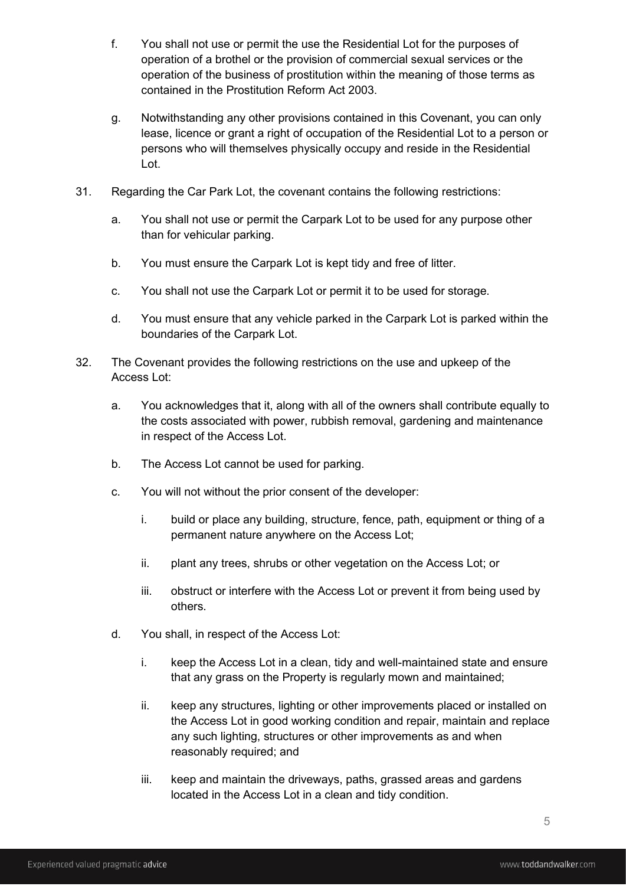f. You shall not use or permit the use the Residential Lot for the purposes of operation of a brothel or the provision of commercial sexual services or the operation of the business of prostitution within the meaning of those terms as contained in the Prostitution Reform Act 2003.

g. Notwithstanding any other provisions contained in this Covenant, you can only lease, licence or grant a right of occupation of the Residential Lot to a person or persons who will themselves physically occupy and reside in the Residential Lot.

31. Regarding the Car Park Lot, the covenant contains the following restrictions:

    a. You shall not use or permit the Carpark Lot to be used for any purpose other than for vehicular parking.

    b. You must ensure the Carpark Lot is kept tidy and free of litter.

    c. You shall not use the Carpark Lot or permit it to be used for storage.

    d. You must ensure that any vehicle parked in the Carpark Lot is parked within the boundaries of the Carpark Lot.

32. The Covenant provides the following restrictions on the use and upkeep of the Access Lot:

    a. You acknowledges that it, along with all of the owners shall contribute equally to the costs associated with power, rubbish removal, gardening and maintenance in respect of the Access Lot.

    b. The Access Lot cannot be used for parking.

    c. You will not without the prior consent of the developer:

        i. build or place any building, structure, fence, path, equipment or thing of a permanent nature anywhere on the Access Lot;

        ii. plant any trees, shrubs or other vegetation on the Access Lot; or

        iii. obstruct or interfere with the Access Lot or prevent it from being used by others.

    d. You shall, in respect of the Access Lot:

        i. keep the Access Lot in a clean, tidy and well-maintained state and ensure that any grass on the Property is regularly mown and maintained;

        ii. keep any structures, lighting or other improvements placed or installed on the Access Lot in good working condition and repair, maintain and replace any such lighting, structures or other improvements as and when reasonably required; and

        iii. keep and maintain the driveways, paths, grassed areas and gardens located in the Access Lot in a clean and tidy condition.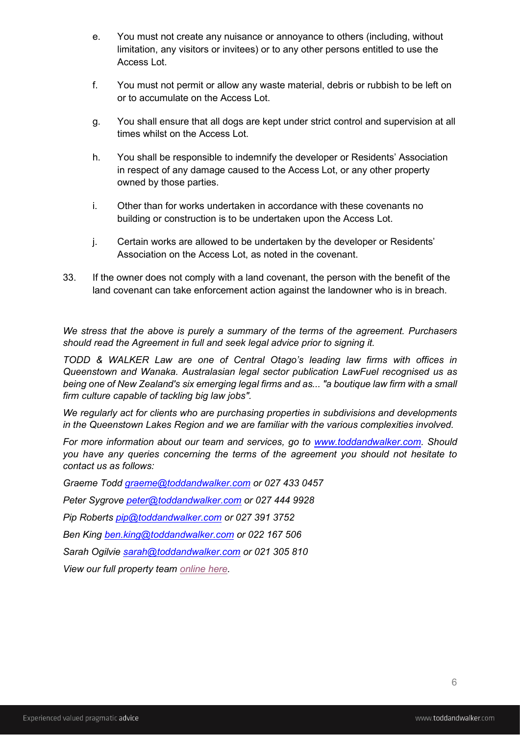e. You must not create any nuisance or annoyance to others (including, without limitation, any visitors or invitees) or to any other persons entitled to use the Access Lot.

f. You must not permit or allow any waste material, debris or rubbish to be left on or to accumulate on the Access Lot.

g. You shall ensure that all dogs are kept under strict control and supervision at all times whilst on the Access Lot.

h. You shall be responsible to indemnify the developer or Residents' Association in respect of any damage caused to the Access Lot, or any other property owned by those parties.

i. Other than for works undertaken in accordance with these covenants no building or construction is to be undertaken upon the Access Lot.

j. Certain works are allowed to be undertaken by the developer or Residents' Association on the Access Lot, as noted in the covenant.

33. If the owner does not comply with a land covenant, the person with the benefit of the land covenant can take enforcement action against the landowner who is in breach.

*We stress that the above is purely a summary of the terms of the agreement. Purchasers should read the Agreement in full and seek legal advice prior to signing it.*

*TODD & WALKER Law are one of Central Otago's leading law firms with offices in Queenstown and Wanaka. Australasian legal sector publication LawFuel recognised us as being one of New Zealand's six emerging legal firms and as... "a boutique law firm with a small firm culture capable of tackling big law jobs".*

*We regularly act for clients who are purchasing properties in subdivisions and developments in the Queenstown Lakes Region and we are familiar with the various complexities involved.*

*For more information about our team and services, go to [www.toddandwalker.com](http://www.toddandwalker.com). Should you have any queries concerning the terms of the agreement you should not hesitate to contact us as follows:*

*Graeme Todd [graeme@toddandwalker.com](mailto:graeme@toddandwalker.com) or 027 433 0457*

*Peter Sygrove [peter@toddandwalker.com](mailto:peter@toddandwalker.com) or 027 444 9928*

*Pip Roberts [pip@toddandwalker.com](mailto:pip@toddandwalker.com) or 027 391 3752*

*Ben King [ben.king@toddandwalker.com](mailto:ben.king@toddandwalker.com) or 022 167 506*

*Sarah Ogilvie [sarah@toddandwalker.com](mailto:sarah@toddandwalker.com) or 021 305 810*

*View our full property team online here.*